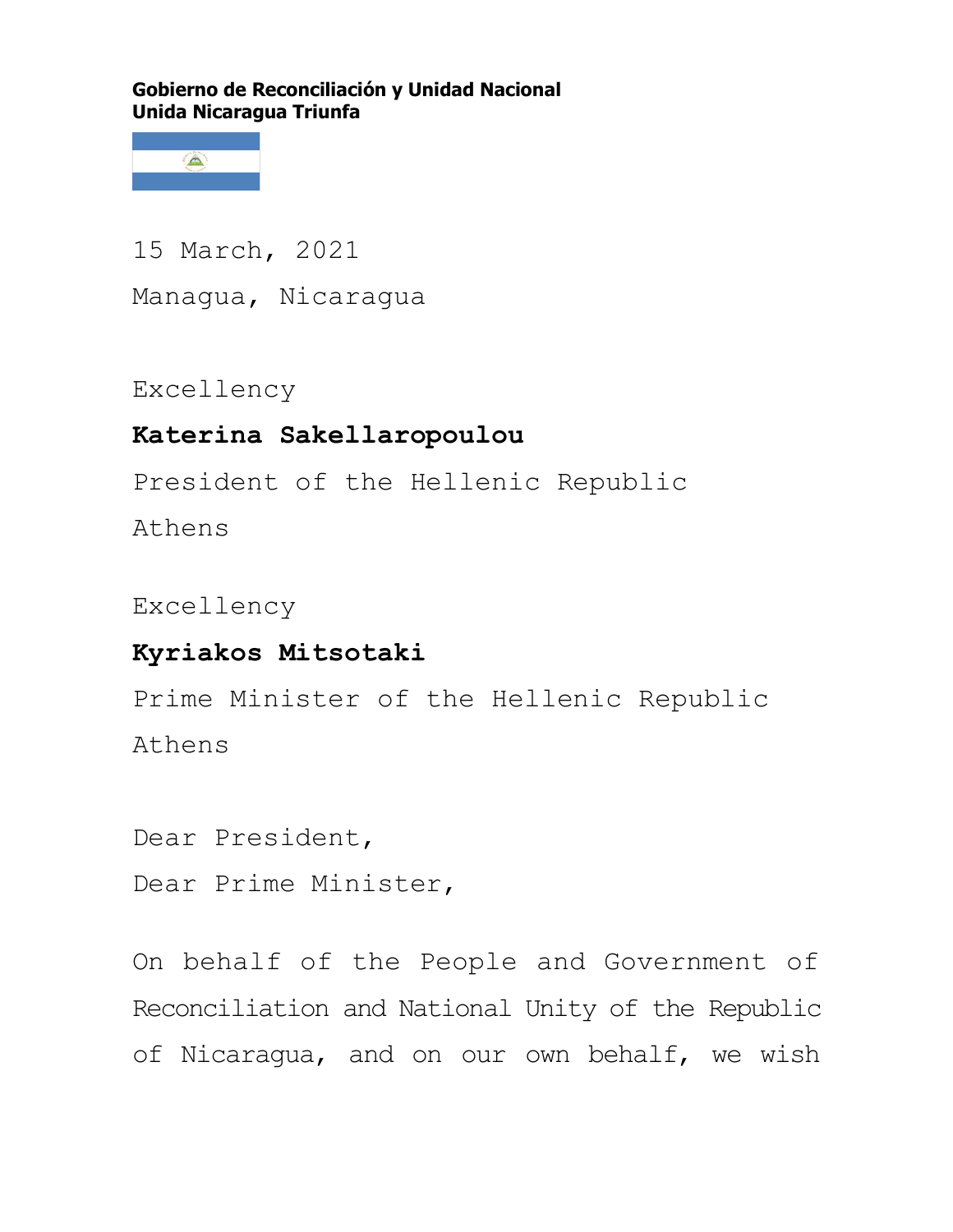**Gobierno de Reconciliación y Unidad Nacional**
**Unida Nicaragua Triunfa**

15 March, 2021

Managua, Nicaragua

Excellency

**Katerina Sakellaropoulou**

President of the Hellenic Republic

Athens

Excellency

**Kyriakos Mitsotaki**

Prime Minister of the Hellenic Republic

Athens

Dear President,

Dear Prime Minister,

On behalf of the People and Government of Reconciliation and National Unity of the Republic of Nicaragua, and on our own behalf, we wish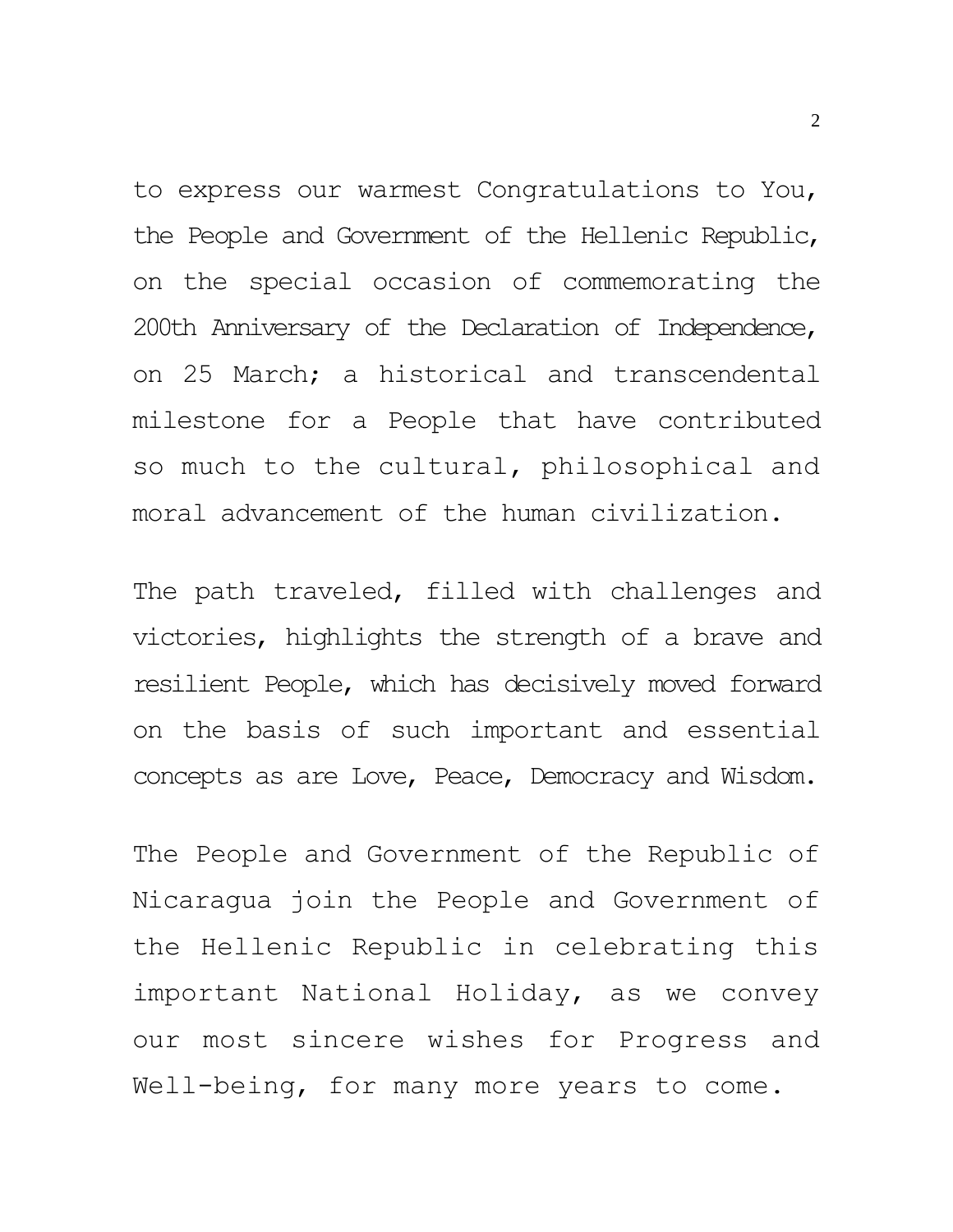to express our warmest Congratulations to You, the People and Government of the Hellenic Republic, on the special occasion of commemorating the 200th Anniversary of the Declaration of Independence, on 25 March; a historical and transcendental milestone for a People that have contributed so much to the cultural, philosophical and moral advancement of the human civilization.

The path traveled, filled with challenges and victories, highlights the strength of a brave and resilient People, which has decisively moved forward on the basis of such important and essential concepts as are Love, Peace, Democracy and Wisdom.

The People and Government of the Republic of Nicaragua join the People and Government of the Hellenic Republic in celebrating this important National Holiday, as we convey our most sincere wishes for Progress and Well-being, for many more years to come.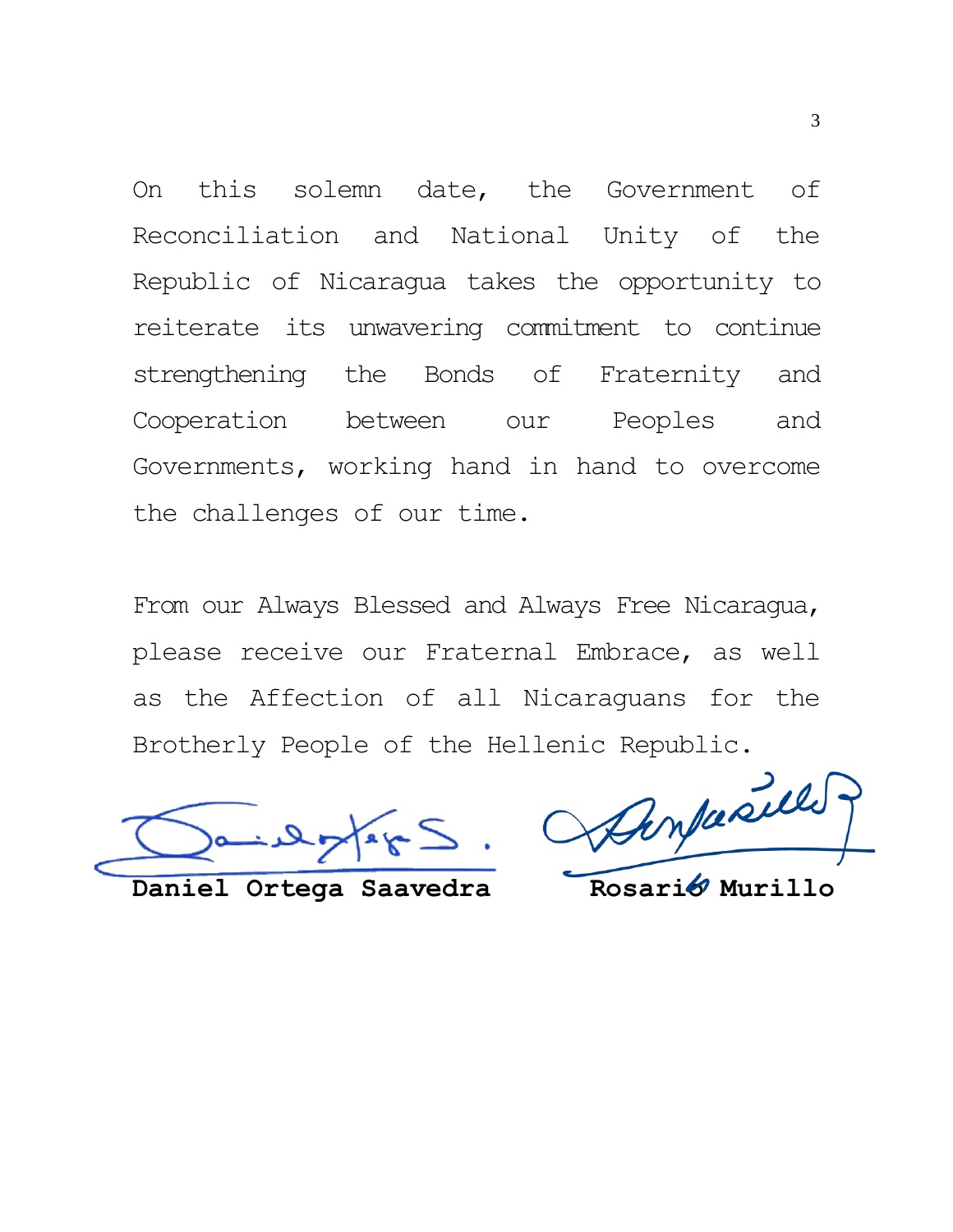On this solemn date, the Government of Reconciliation and National Unity of the Republic of Nicaragua takes the opportunity to reiterate its unwavering commitment to continue strengthening the Bonds of Fraternity and Cooperation between our Peoples and Governments, working hand in hand to overcome the challenges of our time.

From our Always Blessed and Always Free Nicaragua, please receive our Fraternal Embrace, as well as the Affection of all Nicaraguans for the Brotherly People of the Hellenic Republic.

**Daniel Ortega Saavedra** **Rosario Murillo**